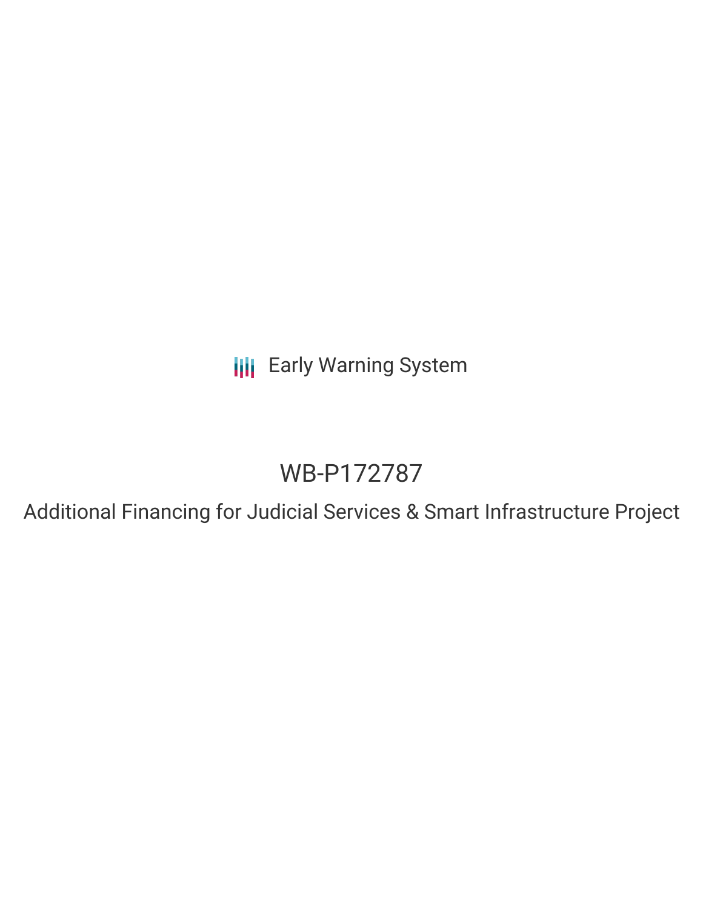Early Warning System

# WB-P172787

## Additional Financing for Judicial Services & Smart Infrastructure Project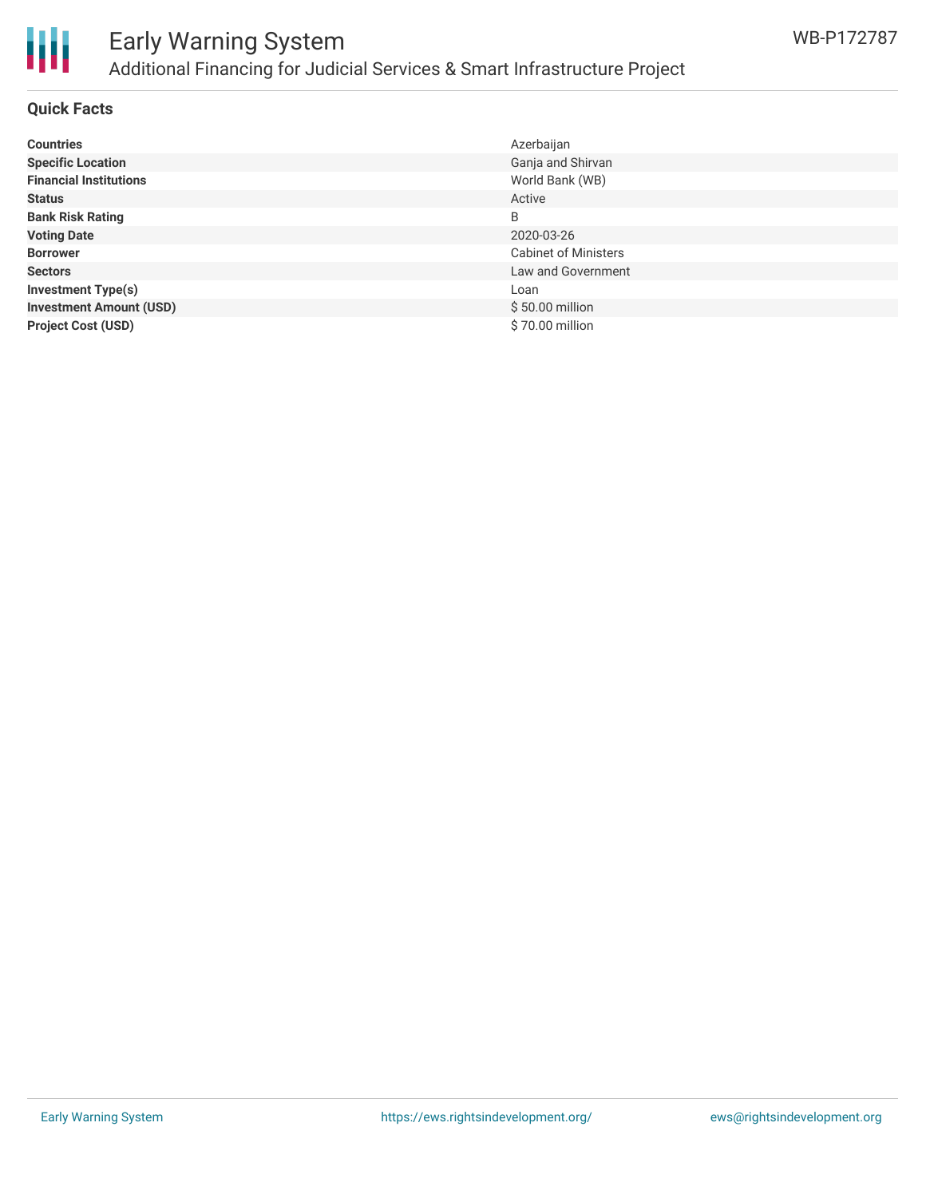# Early Warning System

## Additional Financing for Judicial Services & Smart Infrastructure Project

WB-P172787

### Quick Facts

| | |
|---|---|
| **Countries** | Azerbaijan |
| **Specific Location** | Ganja and Shirvan |
| **Financial Institutions** | World Bank (WB) |
| **Status** | Active |
| **Bank Risk Rating** | B |
| **Voting Date** | 2020-03-26 |
| **Borrower** | Cabinet of Ministers |
| **Sectors** | Law and Government |
| **Investment Type(s)** | Loan |
| **Investment Amount (USD)** | $ 50.00 million |
| **Project Cost (USD)** | $ 70.00 million |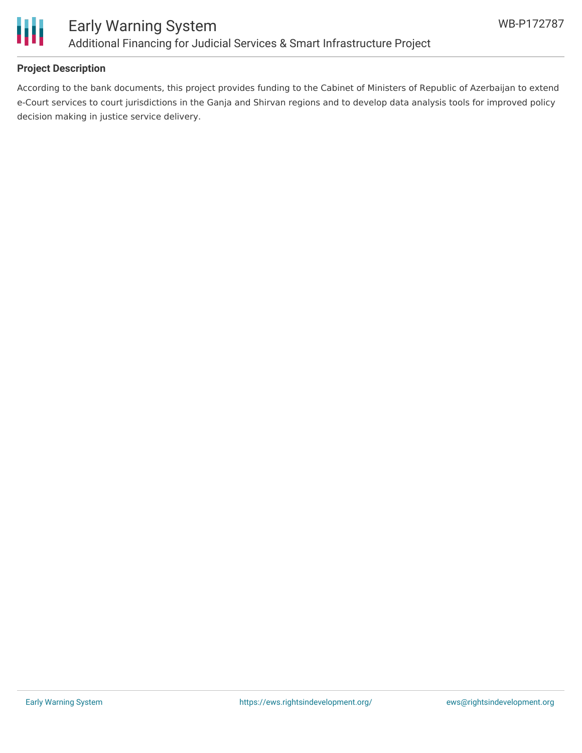## Project Description

According to the bank documents, this project provides funding to the Cabinet of Ministers of Republic of Azerbaijan to extend e-Court services to court jurisdictions in the Ganja and Shirvan regions and to develop data analysis tools for improved policy decision making in justice service delivery.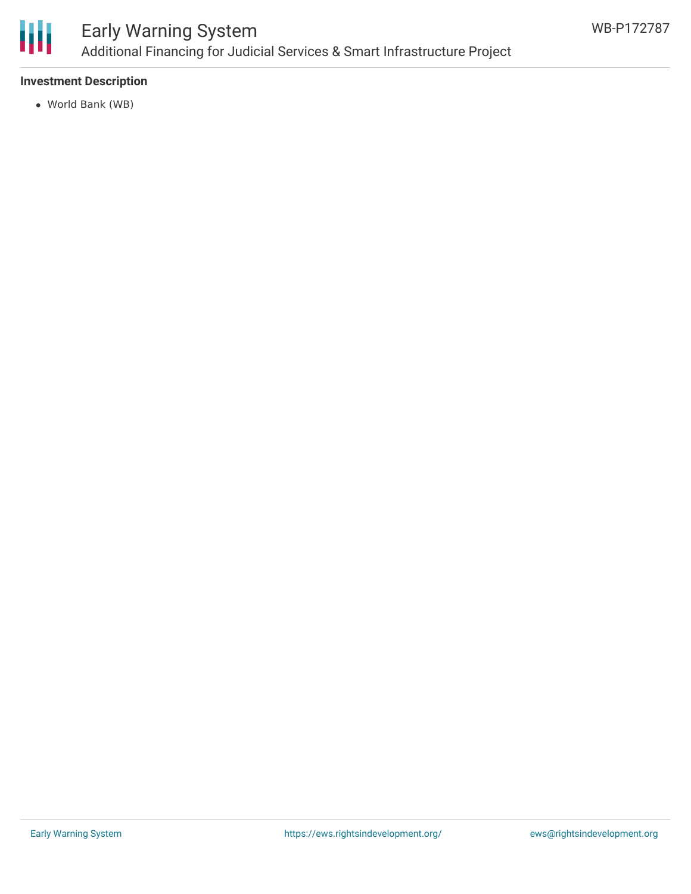**Investment Description**

- World Bank (WB)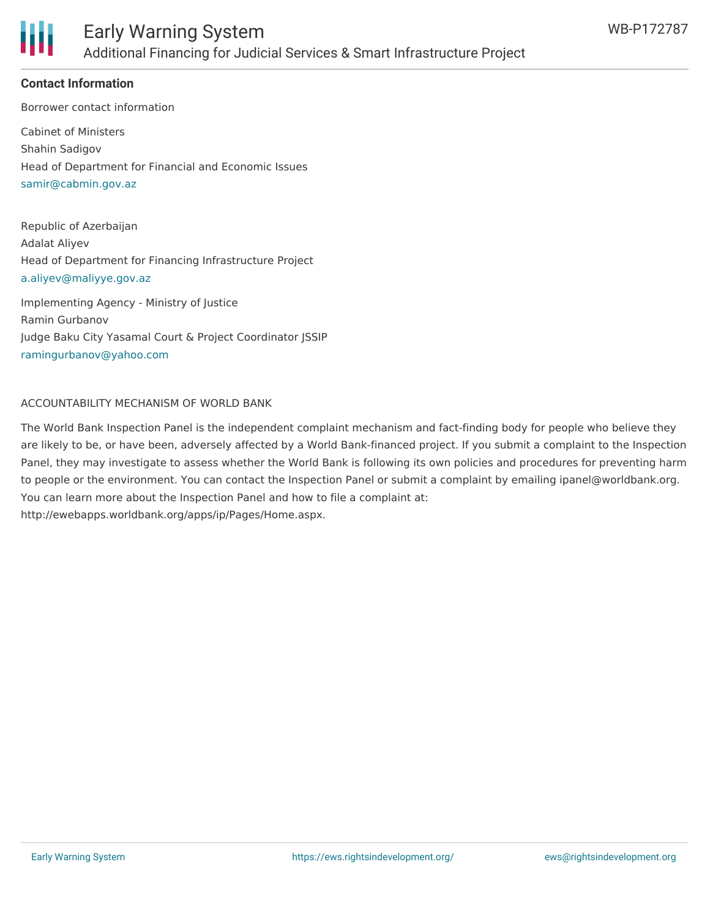**Contact Information**

Borrower contact information

Cabinet of Ministers
Shahin Sadigov
Head of Department for Financial and Economic Issues
samir@cabmin.gov.az

Republic of Azerbaijan
Adalat Aliyev
Head of Department for Financing Infrastructure Project
a.aliyev@maliyye.gov.az

Implementing Agency - Ministry of Justice
Ramin Gurbanov
Judge Baku City Yasamal Court & Project Coordinator JSSIP
ramingurbanov@yahoo.com

ACCOUNTABILITY MECHANISM OF WORLD BANK

The World Bank Inspection Panel is the independent complaint mechanism and fact-finding body for people who believe they are likely to be, or have been, adversely affected by a World Bank-financed project. If you submit a complaint to the Inspection Panel, they may investigate to assess whether the World Bank is following its own policies and procedures for preventing harm to people or the environment. You can contact the Inspection Panel or submit a complaint by emailing ipanel@worldbank.org. You can learn more about the Inspection Panel and how to file a complaint at: http://ewebapps.worldbank.org/apps/ip/Pages/Home.aspx.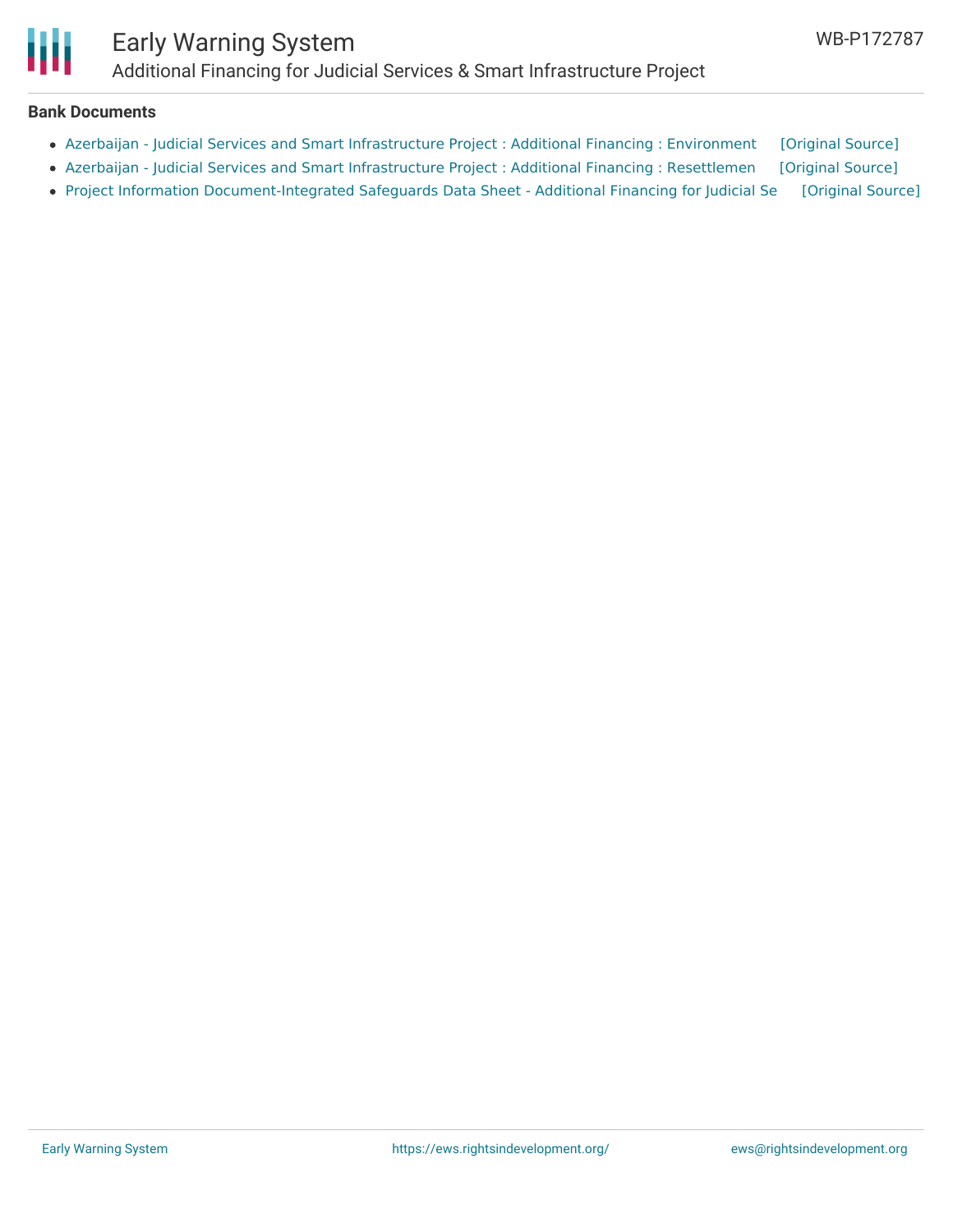## Bank Documents

- Azerbaijan - Judicial Services and Smart Infrastructure Project : Additional Financing : Environment [Original Source]
- Azerbaijan - Judicial Services and Smart Infrastructure Project : Additional Financing : Resettlemen [Original Source]
- Project Information Document-Integrated Safeguards Data Sheet - Additional Financing for Judicial Se [Original Source]